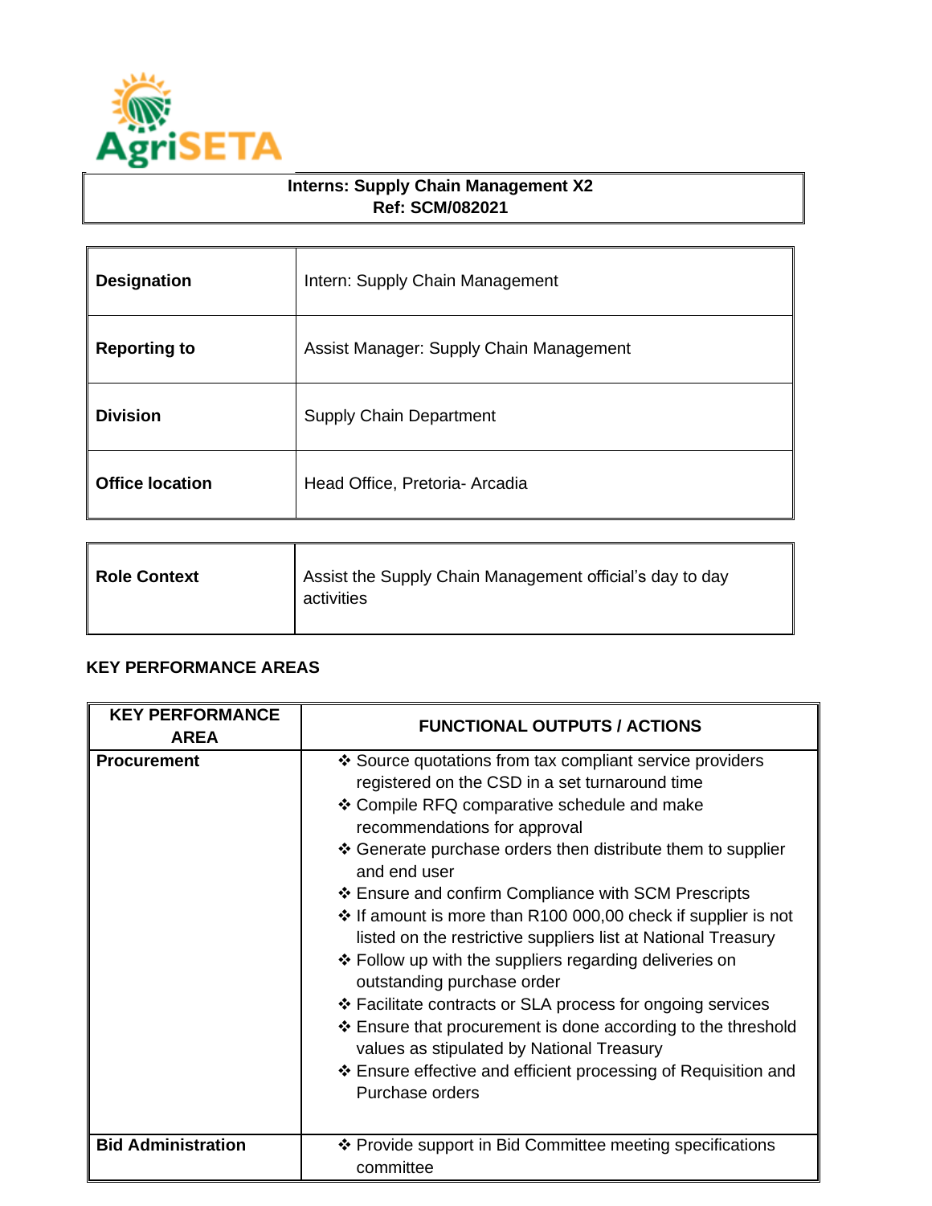AgriSETA

| Interns: Supply Chain Management X2<br>Ref: SCM/082021 |
|---|

| | |
|---|---|
| **Designation** | Intern: Supply Chain Management |
| **Reporting to** | Assist Manager: Supply Chain Management |
| **Division** | Supply Chain Department |
| **Office location** | Head Office, Pretoria- Arcadia |

| | |
|---|---|
| **Role Context** | Assist the Supply Chain Management official's day to day activities |

**KEY PERFORMANCE AREAS**

| KEY PERFORMANCE AREA | FUNCTIONAL OUTPUTS / ACTIONS |
|---|---|
| **Procurement** | ❖ Source quotations from tax compliant service providers registered on the CSD in a set turnaround time<br>❖ Compile RFQ comparative schedule and make recommendations for approval<br>❖ Generate purchase orders then distribute them to supplier and end user<br>❖ Ensure and confirm Compliance with SCM Prescripts<br>❖ If amount is more than R100 000,00 check if supplier is not listed on the restrictive suppliers list at National Treasury<br>❖ Follow up with the suppliers regarding deliveries on outstanding purchase order<br>❖ Facilitate contracts or SLA process for ongoing services<br>❖ Ensure that procurement is done according to the threshold values as stipulated by National Treasury<br>❖ Ensure effective and efficient processing of Requisition and Purchase orders |
| **Bid Administration** | ❖ Provide support in Bid Committee meeting specifications committee |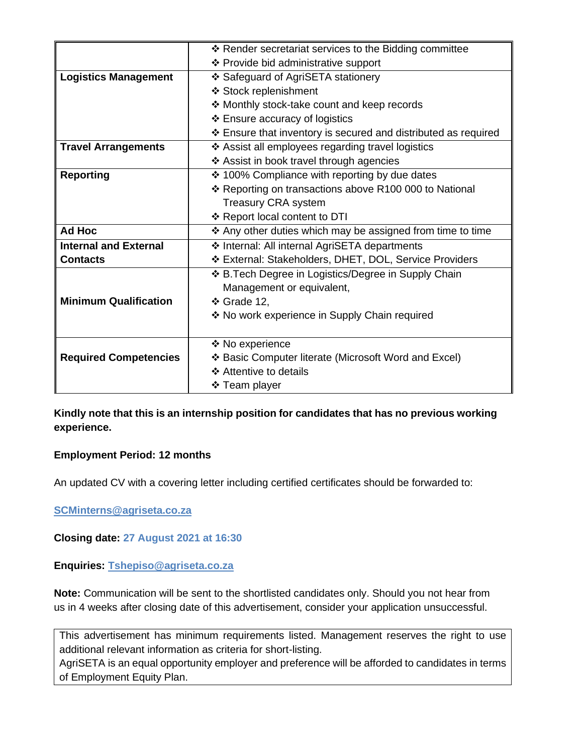| | |
|---|---|
| | ❖ Render secretariat services to the Bidding committee<br>❖ Provide bid administrative support |
| **Logistics Management** | ❖ Safeguard of AgriSETA stationery<br>❖ Stock replenishment<br>❖ Monthly stock-take count and keep records<br>❖ Ensure accuracy of logistics<br>❖ Ensure that inventory is secured and distributed as required |
| **Travel Arrangements** | ❖ Assist all employees regarding travel logistics<br>❖ Assist in book travel through agencies |
| **Reporting** | ❖ 100% Compliance with reporting by due dates<br>❖ Reporting on transactions above R100 000 to National Treasury CRA system<br>❖ Report local content to DTI |
| **Ad Hoc** | ❖ Any other duties which may be assigned from time to time |
| **Internal and External Contacts** | ❖ Internal: All internal AgriSETA departments<br>❖ External: Stakeholders, DHET, DOL, Service Providers |
| **Minimum Qualification** | ❖ B.Tech Degree in Logistics/Degree in Supply Chain Management or equivalent,<br>❖ Grade 12,<br>❖ No work experience in Supply Chain required |
| **Required Competencies** | ❖ No experience<br>❖ Basic Computer literate (Microsoft Word and Excel)<br>❖ Attentive to details<br>❖ Team player |

**Kindly note that this is an internship position for candidates that has no previous working experience.**

**Employment Period: 12 months**

An updated CV with a covering letter including certified certificates should be forwarded to:

**SCMinterns@agriseta.co.za**

**Closing date: 27 August 2021 at 16:30**

**Enquiries: Tshepiso@agriseta.co.za**

**Note:** Communication will be sent to the shortlisted candidates only. Should you not hear from us in 4 weeks after closing date of this advertisement, consider your application unsuccessful.

This advertisement has minimum requirements listed. Management reserves the right to use additional relevant information as criteria for short-listing.
AgriSETA is an equal opportunity employer and preference will be afforded to candidates in terms of Employment Equity Plan.